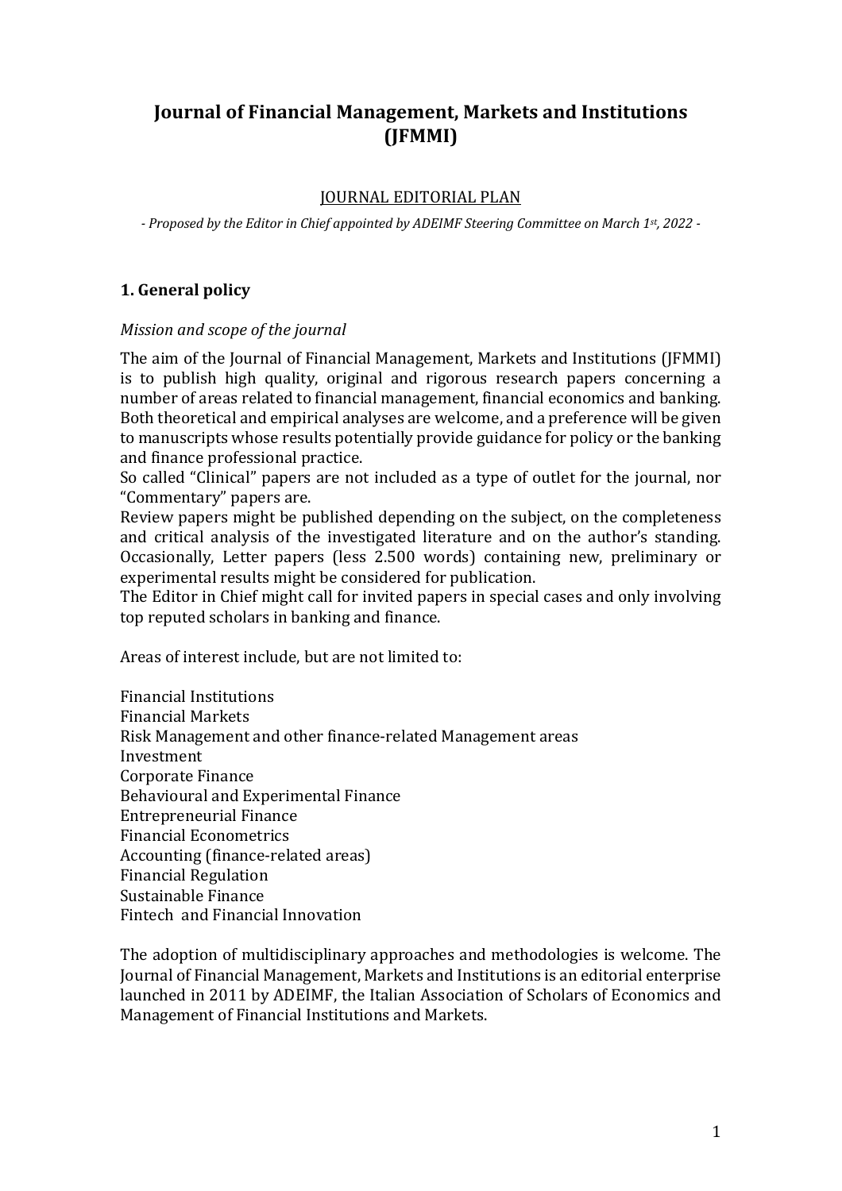# Journal of Financial Management, Markets and Institutions (JFMMI)

JOURNAL EDITORIAL PLAN

*- Proposed by the Editor in Chief appointed by ADEIMF Steering Committee on March 1st, 2022 -*

## 1. General policy

*Mission and scope of the journal*

The aim of the Journal of Financial Management, Markets and Institutions (JFMMI) is to publish high quality, original and rigorous research papers concerning a number of areas related to financial management, financial economics and banking. Both theoretical and empirical analyses are welcome, and a preference will be given to manuscripts whose results potentially provide guidance for policy or the banking and finance professional practice.

So called "Clinical" papers are not included as a type of outlet for the journal, nor "Commentary" papers are.

Review papers might be published depending on the subject, on the completeness and critical analysis of the investigated literature and on the author's standing. Occasionally, Letter papers (less 2.500 words) containing new, preliminary or experimental results might be considered for publication.

The Editor in Chief might call for invited papers in special cases and only involving top reputed scholars in banking and finance.

Areas of interest include, but are not limited to:

Financial Institutions
Financial Markets
Risk Management and other finance-related Management areas
Investment
Corporate Finance
Behavioural and Experimental Finance
Entrepreneurial Finance
Financial Econometrics
Accounting (finance-related areas)
Financial Regulation
Sustainable Finance
Fintech and Financial Innovation

The adoption of multidisciplinary approaches and methodologies is welcome. The Journal of Financial Management, Markets and Institutions is an editorial enterprise launched in 2011 by ADEIMF, the Italian Association of Scholars of Economics and Management of Financial Institutions and Markets.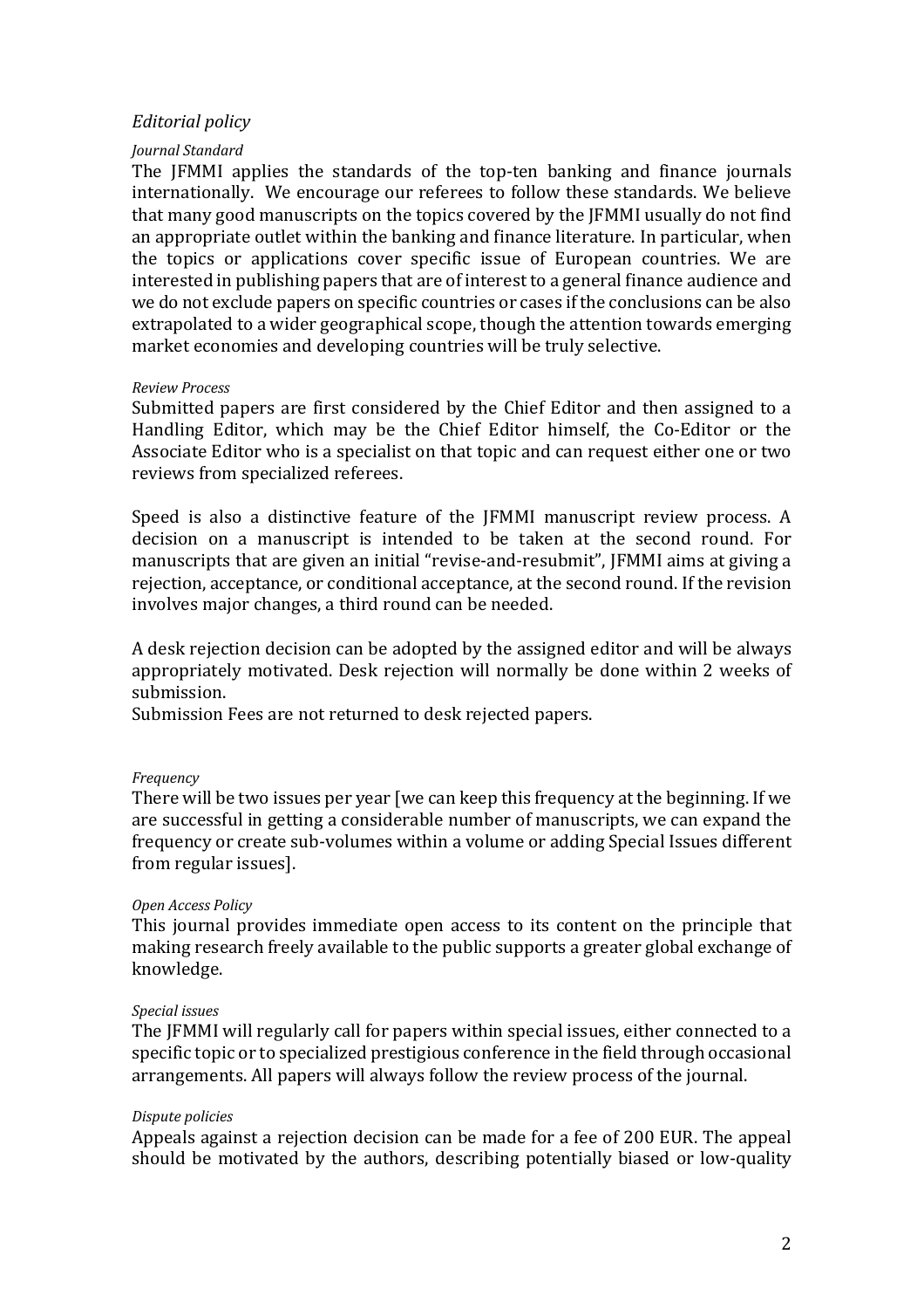## *Editorial policy*

### *Journal Standard*

The JFMMI applies the standards of the top-ten banking and finance journals internationally. We encourage our referees to follow these standards. We believe that many good manuscripts on the topics covered by the JFMMI usually do not find an appropriate outlet within the banking and finance literature. In particular, when the topics or applications cover specific issue of European countries. We are interested in publishing papers that are of interest to a general finance audience and we do not exclude papers on specific countries or cases if the conclusions can be also extrapolated to a wider geographical scope, though the attention towards emerging market economies and developing countries will be truly selective.

### *Review Process*

Submitted papers are first considered by the Chief Editor and then assigned to a Handling Editor, which may be the Chief Editor himself, the Co-Editor or the Associate Editor who is a specialist on that topic and can request either one or two reviews from specialized referees.

Speed is also a distinctive feature of the JFMMI manuscript review process. A decision on a manuscript is intended to be taken at the second round. For manuscripts that are given an initial "revise-and-resubmit", JFMMI aims at giving a rejection, acceptance, or conditional acceptance, at the second round. If the revision involves major changes, a third round can be needed.

A desk rejection decision can be adopted by the assigned editor and will be always appropriately motivated. Desk rejection will normally be done within 2 weeks of submission.

Submission Fees are not returned to desk rejected papers.

### *Frequency*

There will be two issues per year [we can keep this frequency at the beginning. If we are successful in getting a considerable number of manuscripts, we can expand the frequency or create sub-volumes within a volume or adding Special Issues different from regular issues].

### *Open Access Policy*

This journal provides immediate open access to its content on the principle that making research freely available to the public supports a greater global exchange of knowledge.

### *Special issues*

The JFMMI will regularly call for papers within special issues, either connected to a specific topic or to specialized prestigious conference in the field through occasional arrangements. All papers will always follow the review process of the journal.

### *Dispute policies*

Appeals against a rejection decision can be made for a fee of 200 EUR. The appeal should be motivated by the authors, describing potentially biased or low-quality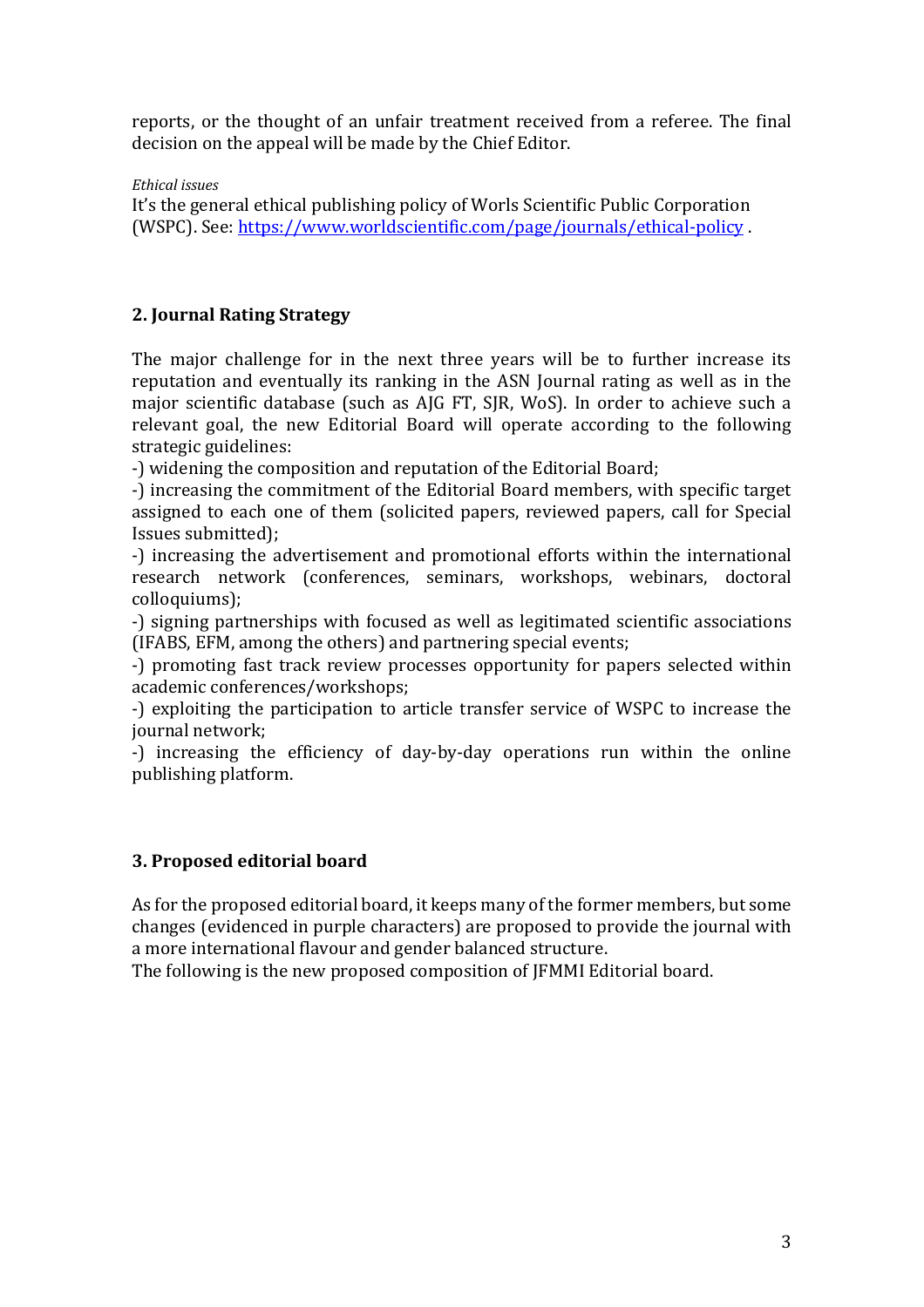reports, or the thought of an unfair treatment received from a referee. The final decision on the appeal will be made by the Chief Editor.

*Ethical issues*

It's the general ethical publishing policy of Worls Scientific Public Corporation (WSPC). See: [https://www.worldscientific.com/page/journals/ethical-policy](https://www.worldscientific.com/page/journals/ethical-policy) .

## 2. Journal Rating Strategy

The major challenge for in the next three years will be to further increase its reputation and eventually its ranking in the ASN Journal rating as well as in the major scientific database (such as AJG FT, SJR, WoS). In order to achieve such a relevant goal, the new Editorial Board will operate according to the following strategic guidelines:

-) widening the composition and reputation of the Editorial Board;
-) increasing the commitment of the Editorial Board members, with specific target assigned to each one of them (solicited papers, reviewed papers, call for Special Issues submitted);
-) increasing the advertisement and promotional efforts within the international research network (conferences, seminars, workshops, webinars, doctoral colloquiums);
-) signing partnerships with focused as well as legitimated scientific associations (IFABS, EFM, among the others) and partnering special events;
-) promoting fast track review processes opportunity for papers selected within academic conferences/workshops;
-) exploiting the participation to article transfer service of WSPC to increase the journal network;
-) increasing the efficiency of day-by-day operations run within the online publishing platform.

## 3. Proposed editorial board

As for the proposed editorial board, it keeps many of the former members, but some changes (evidenced in purple characters) are proposed to provide the journal with a more international flavour and gender balanced structure.

The following is the new proposed composition of JFMMI Editorial board.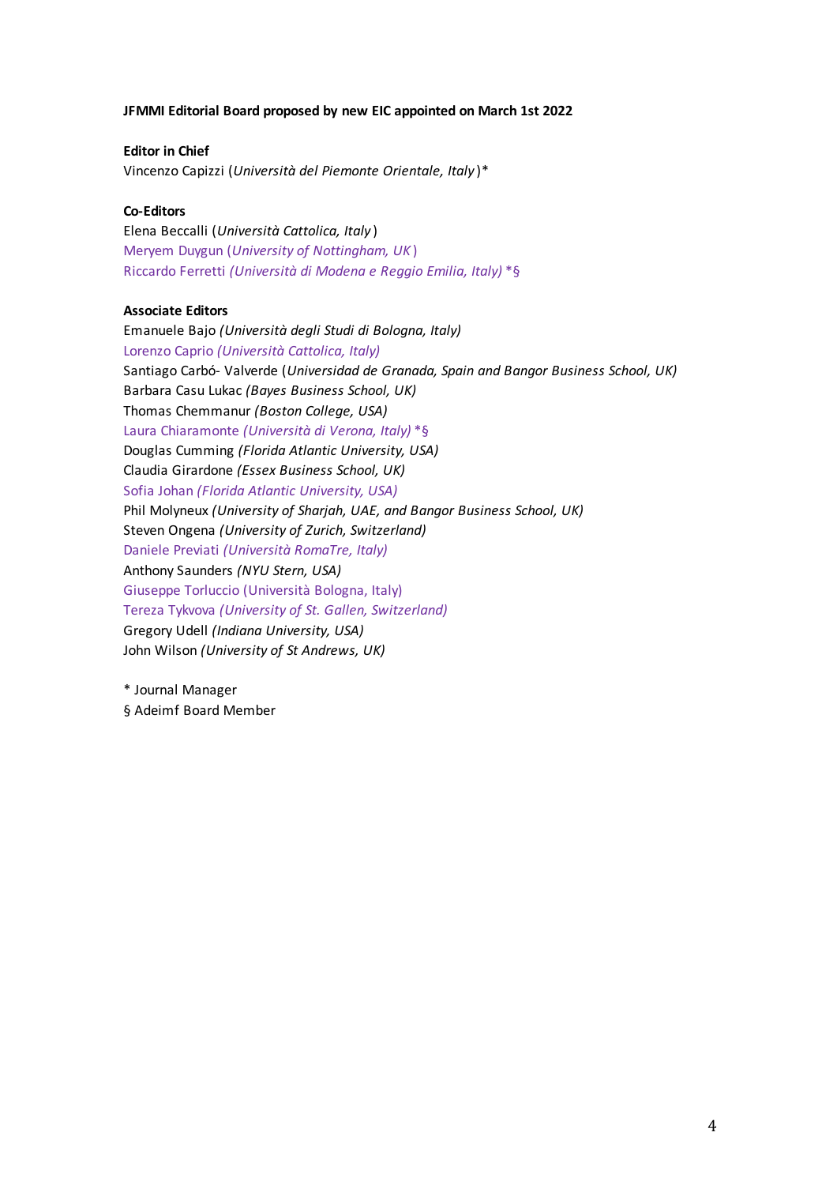**JFMMI Editorial Board proposed by new EIC appointed on March 1st 2022**

**Editor in Chief**

Vincenzo Capizzi (*Università del Piemonte Orientale, Italy*)*

**Co-Editors**

Elena Beccalli (*Università Cattolica, Italy*)

Meryem Duygun (*University of Nottingham, UK*)

Riccardo Ferretti *(Università di Modena e Reggio Emilia, Italy)* *§

**Associate Editors**

Emanuele Bajo *(Università degli Studi di Bologna, Italy)*

Lorenzo Caprio *(Università Cattolica, Italy)*

Santiago Carbó- Valverde (*Universidad de Granada, Spain and Bangor Business School, UK)*

Barbara Casu Lukac *(Bayes Business School, UK)*

Thomas Chemmanur *(Boston College, USA)*

Laura Chiaramonte *(Università di Verona, Italy)* *§

Douglas Cumming *(Florida Atlantic University, USA)*

Claudia Girardone *(Essex Business School, UK)*

Sofia Johan *(Florida Atlantic University, USA)*

Phil Molyneux *(University of Sharjah, UAE, and Bangor Business School, UK)*

Steven Ongena *(University of Zurich, Switzerland)*

Daniele Previati *(Università RomaTre, Italy)*

Anthony Saunders *(NYU Stern, USA)*

Giuseppe Torluccio (Università Bologna, Italy)

Tereza Tykvova *(University of St. Gallen, Switzerland)*

Gregory Udell *(Indiana University, USA)*

John Wilson *(University of St Andrews, UK)*

\* Journal Manager

§ Adeimf Board Member